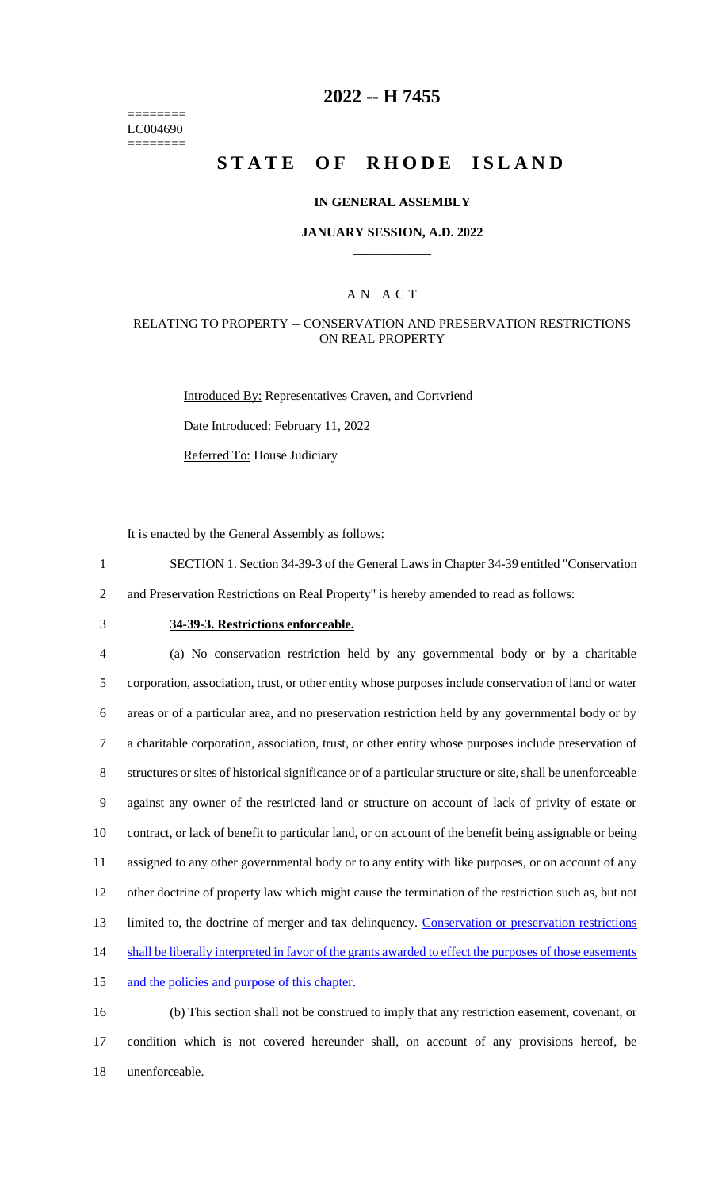========
LC004690
========

# 2022 -- H 7455

# STATE OF RHODE ISLAND

### IN GENERAL ASSEMBLY

### JANUARY SESSION, A.D. 2022

## A N A C T

### RELATING TO PROPERTY -- CONSERVATION AND PRESERVATION RESTRICTIONS ON REAL PROPERTY

Introduced By: Representatives Craven, and Cortvriend

Date Introduced: February 11, 2022

Referred To: House Judiciary

It is enacted by the General Assembly as follows:

1 SECTION 1. Section 34-39-3 of the General Laws in Chapter 34-39 entitled "Conservation
2 and Preservation Restrictions on Real Property" is hereby amended to read as follows:

3 **34-39-3. Restrictions enforceable.**

4 (a) No conservation restriction held by any governmental body or by a charitable
5 corporation, association, trust, or other entity whose purposes include conservation of land or water
6 areas or of a particular area, and no preservation restriction held by any governmental body or by
7 a charitable corporation, association, trust, or other entity whose purposes include preservation of
8 structures or sites of historical significance or of a particular structure or site, shall be unenforceable
9 against any owner of the restricted land or structure on account of lack of privity of estate or
10 contract, or lack of benefit to particular land, or on account of the benefit being assignable or being
11 assigned to any other governmental body or to any entity with like purposes, or on account of any
12 other doctrine of property law which might cause the termination of the restriction such as, but not
13 limited to, the doctrine of merger and tax delinquency. Conservation or preservation restrictions
14 shall be liberally interpreted in favor of the grants awarded to effect the purposes of those easements
15 and the policies and purpose of this chapter.

16 (b) This section shall not be construed to imply that any restriction easement, covenant, or
17 condition which is not covered hereunder shall, on account of any provisions hereof, be
18 unenforceable.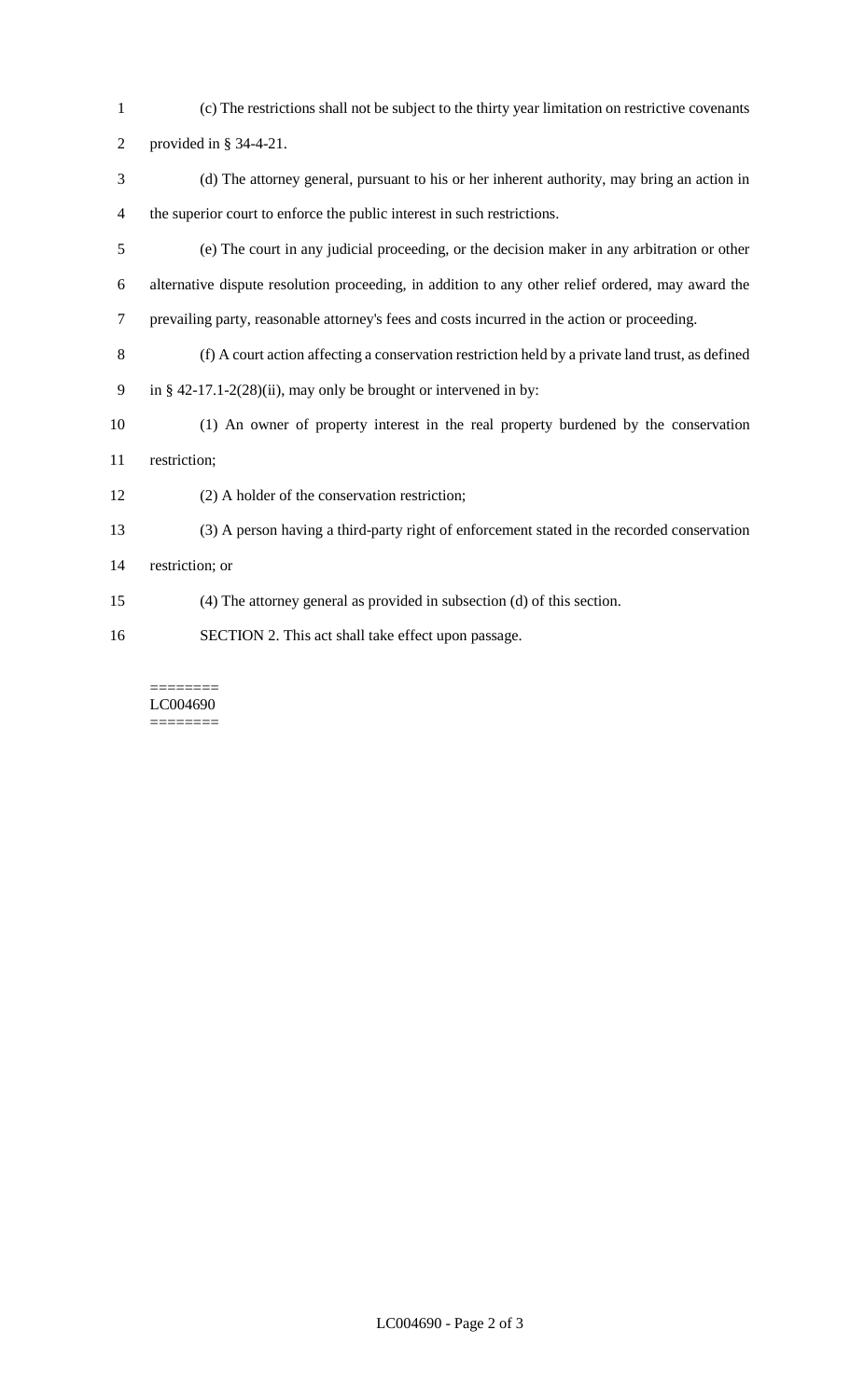(c) The restrictions shall not be subject to the thirty year limitation on restrictive covenants provided in § 34-4-21.

(d) The attorney general, pursuant to his or her inherent authority, may bring an action in the superior court to enforce the public interest in such restrictions.

(e) The court in any judicial proceeding, or the decision maker in any arbitration or other alternative dispute resolution proceeding, in addition to any other relief ordered, may award the prevailing party, reasonable attorney's fees and costs incurred in the action or proceeding.

(f) A court action affecting a conservation restriction held by a private land trust, as defined in § 42-17.1-2(28)(ii), may only be brought or intervened in by:

(1) An owner of property interest in the real property burdened by the conservation restriction;

(2) A holder of the conservation restriction;

(3) A person having a third-party right of enforcement stated in the recorded conservation restriction; or

(4) The attorney general as provided in subsection (d) of this section.

SECTION 2. This act shall take effect upon passage.

========
LC004690
========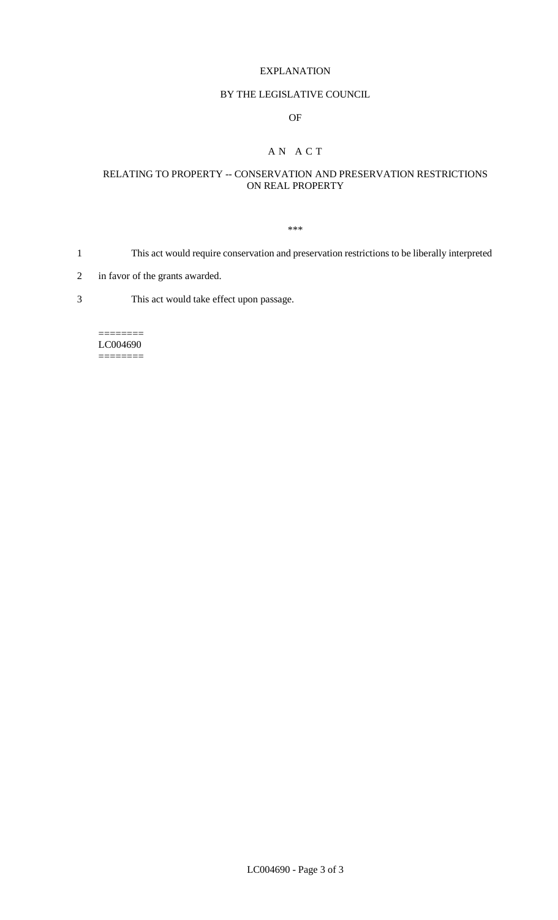EXPLANATION

BY THE LEGISLATIVE COUNCIL

OF

A N A C T

RELATING TO PROPERTY -- CONSERVATION AND PRESERVATION RESTRICTIONS ON REAL PROPERTY

\*\*\*

1 This act would require conservation and preservation restrictions to be liberally interpreted

2 in favor of the grants awarded.

3 This act would take effect upon passage.

========
LC004690
========